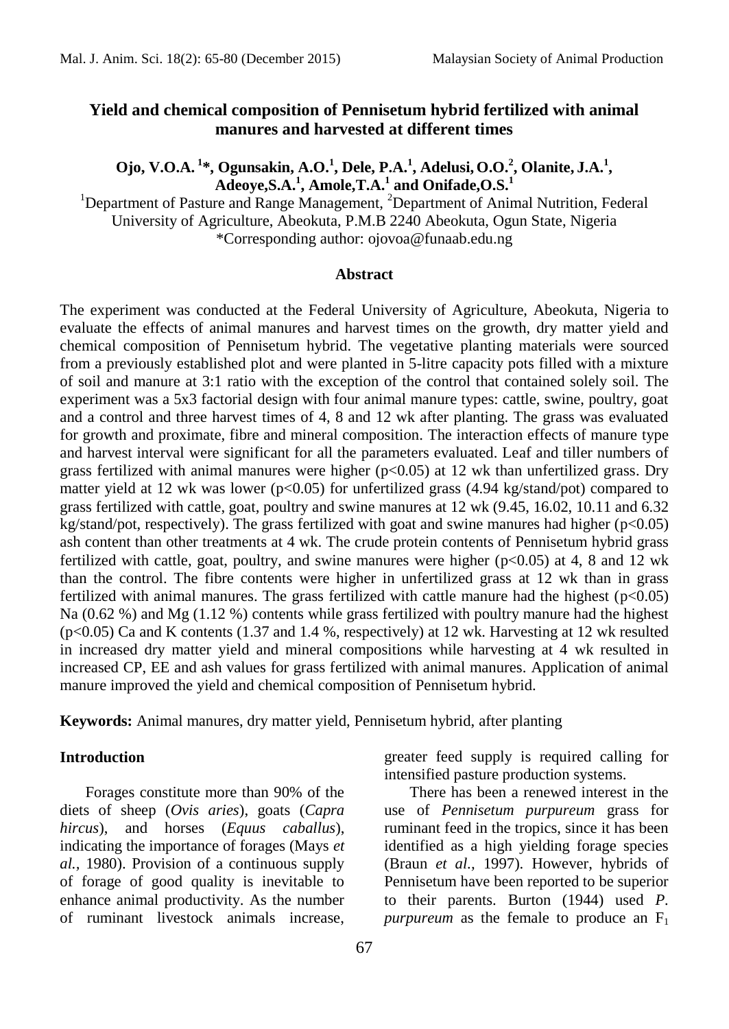# Yield and chemical composition of Pennisetum hybrid fertilized with animal manures and harvested at different times

**Ojo, V.O.A. [1]*, Ogunsakin, A.O.[1], Dele, P.A.[1], Adelusi, O.O.[2], Olanite, J.A.[1], Adeoye, S.A.[1], Amole, T.A.[1] and Onifade, O.S.[1]**

[1]Department of Pasture and Range Management, [2]Department of Animal Nutrition, Federal University of Agriculture, Abeokuta, P.M.B 2240 Abeokuta, Ogun State, Nigeria

*Corresponding author: ojovoa@funaab.edu.ng

## Abstract

The experiment was conducted at the Federal University of Agriculture, Abeokuta, Nigeria to evaluate the effects of animal manures and harvest times on the growth, dry matter yield and chemical composition of Pennisetum hybrid. The vegetative planting materials were sourced from a previously established plot and were planted in 5-litre capacity pots filled with a mixture of soil and manure at 3:1 ratio with the exception of the control that contained solely soil. The experiment was a 5x3 factorial design with four animal manure types: cattle, swine, poultry, goat and a control and three harvest times of 4, 8 and 12 wk after planting. The grass was evaluated for growth and proximate, fibre and mineral composition. The interaction effects of manure type and harvest interval were significant for all the parameters evaluated. Leaf and tiller numbers of grass fertilized with animal manures were higher ($p<0.05$) at 12 wk than unfertilized grass. Dry matter yield at 12 wk was lower ($p<0.05$) for unfertilized grass (4.94 kg/stand/pot) compared to grass fertilized with cattle, goat, poultry and swine manures at 12 wk (9.45, 16.02, 10.11 and 6.32 kg/stand/pot, respectively). The grass fertilized with goat and swine manures had higher ($p<0.05$) ash content than other treatments at 4 wk. The crude protein contents of Pennisetum hybrid grass fertilized with cattle, goat, poultry, and swine manures were higher ($p<0.05$) at 4, 8 and 12 wk than the control. The fibre contents were higher in unfertilized grass at 12 wk than in grass fertilized with animal manures. The grass fertilized with cattle manure had the highest ($p<0.05$) Na (0.62 %) and Mg (1.12 %) contents while grass fertilized with poultry manure had the highest ($p<0.05$) Ca and K contents (1.37 and 1.4 %, respectively) at 12 wk. Harvesting at 12 wk resulted in increased dry matter yield and mineral compositions while harvesting at 4 wk resulted in increased CP, EE and ash values for grass fertilized with animal manures. Application of animal manure improved the yield and chemical composition of Pennisetum hybrid.

**Keywords:** Animal manures, dry matter yield, Pennisetum hybrid, after planting

## Introduction

Forages constitute more than 90% of the diets of sheep (*Ovis aries*), goats (*Capra hircus*), and horses (*Equus caballus*), indicating the importance of forages (Mays *et al.*, 1980). Provision of a continuous supply of forage of good quality is inevitable to enhance animal productivity. As the number of ruminant livestock animals increase, greater feed supply is required calling for intensified pasture production systems.

There has been a renewed interest in the use of *Pennisetum purpureum* grass for ruminant feed in the tropics, since it has been identified as a high yielding forage species (Braun *et al.*, 1997). However, hybrids of Pennisetum have been reported to be superior to their parents. Burton (1944) used *P. purpureum* as the female to produce an $F_1$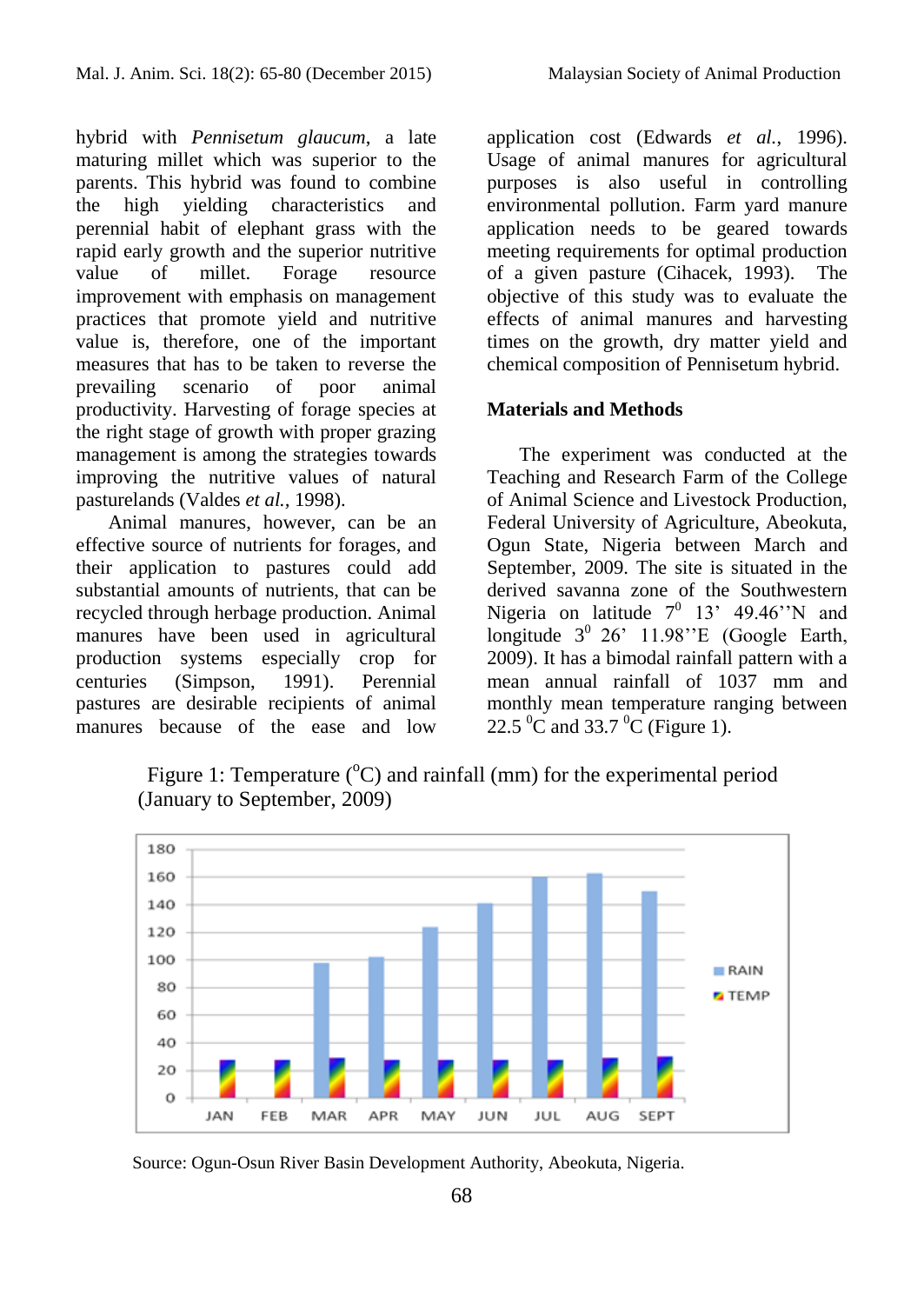hybrid with *Pennisetum glaucum*, a late maturing millet which was superior to the parents. This hybrid was found to combine the high yielding characteristics and perennial habit of elephant grass with the rapid early growth and the superior nutritive value of millet. Forage resource improvement with emphasis on management practices that promote yield and nutritive value is, therefore, one of the important measures that has to be taken to reverse the prevailing scenario of poor animal productivity. Harvesting of forage species at the right stage of growth with proper grazing management is among the strategies towards improving the nutritive values of natural pasturelands (Valdes *et al.*, 1998).

Animal manures, however, can be an effective source of nutrients for forages, and their application to pastures could add substantial amounts of nutrients, that can be recycled through herbage production. Animal manures have been used in agricultural production systems especially crop for centuries (Simpson, 1991). Perennial pastures are desirable recipients of animal manures because of the ease and low application cost (Edwards *et al.*, 1996). Usage of animal manures for agricultural purposes is also useful in controlling environmental pollution. Farm yard manure application needs to be geared towards meeting requirements for optimal production of a given pasture (Cihacek, 1993). The objective of this study was to evaluate the effects of animal manures and harvesting times on the growth, dry matter yield and chemical composition of Pennisetum hybrid.

## Materials and Methods

The experiment was conducted at the Teaching and Research Farm of the College of Animal Science and Livestock Production, Federal University of Agriculture, Abeokuta, Ogun State, Nigeria between March and September, 2009. The site is situated in the derived savanna zone of the Southwestern Nigeria on latitude $7^0$ 13' 49.46''N and longitude $3^0$ 26' 11.98''E (Google Earth, 2009). It has a bimodal rainfall pattern with a mean annual rainfall of 1037 mm and monthly mean temperature ranging between 22.5 $^0$C and 33.7 $^0$C (Figure 1).

Figure 1: Temperature ($^o$C) and rainfall (mm) for the experimental period (January to September, 2009)

Source: Ogun-Osun River Basin Development Authority, Abeokuta, Nigeria.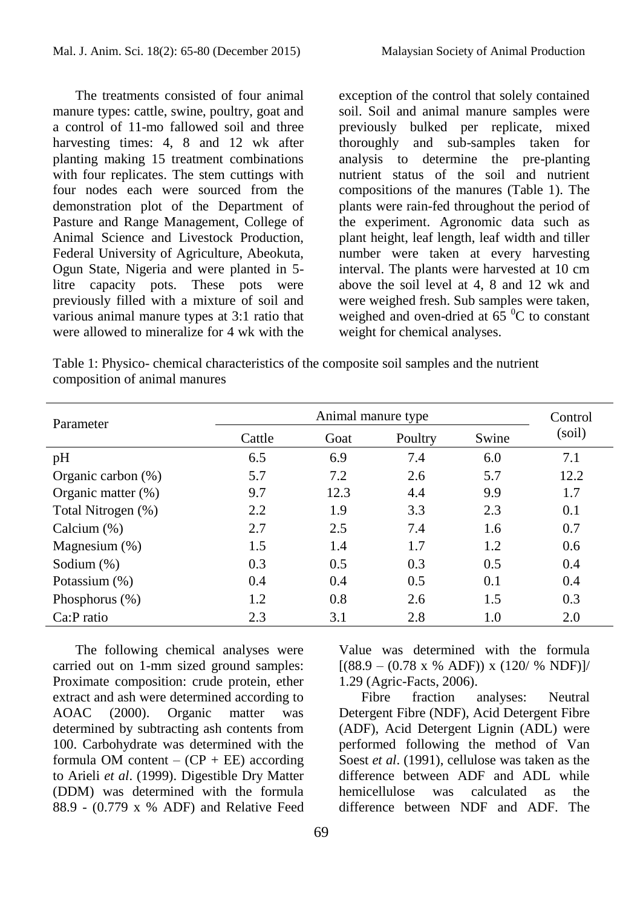The treatments consisted of four animal manure types: cattle, swine, poultry, goat and a control of 11-mo fallowed soil and three harvesting times: 4, 8 and 12 wk after planting making 15 treatment combinations with four replicates. The stem cuttings with four nodes each were sourced from the demonstration plot of the Department of Pasture and Range Management, College of Animal Science and Livestock Production, Federal University of Agriculture, Abeokuta, Ogun State, Nigeria and were planted in 5-litre capacity pots. These pots were previously filled with a mixture of soil and various animal manure types at 3:1 ratio that were allowed to mineralize for 4 wk with the exception of the control that solely contained soil. Soil and animal manure samples were previously bulked per replicate, mixed thoroughly and sub-samples taken for analysis to determine the pre-planting nutrient status of the soil and nutrient compositions of the manures (Table 1). The plants were rain-fed throughout the period of the experiment. Agronomic data such as plant height, leaf length, leaf width and tiller number were taken at every harvesting interval. The plants were harvested at 10 cm above the soil level at 4, 8 and 12 wk and were weighed fresh. Sub samples were taken, weighed and oven-dried at 65 $^{0}$C to constant weight for chemical analyses.

Table 1: Physico- chemical characteristics of the composite soil samples and the nutrient composition of animal manures

| Parameter | Animal manure type | | | | Control (soil) |
|---|---|---|---|---|---|
| | Cattle | Goat | Poultry | Swine | |
| pH | 6.5 | 6.9 | 7.4 | 6.0 | 7.1 |
| Organic carbon (%) | 5.7 | 7.2 | 2.6 | 5.7 | 12.2 |
| Organic matter (%) | 9.7 | 12.3 | 4.4 | 9.9 | 1.7 |
| Total Nitrogen (%) | 2.2 | 1.9 | 3.3 | 2.3 | 0.1 |
| Calcium (%) | 2.7 | 2.5 | 7.4 | 1.6 | 0.7 |
| Magnesium (%) | 1.5 | 1.4 | 1.7 | 1.2 | 0.6 |
| Sodium (%) | 0.3 | 0.5 | 0.3 | 0.5 | 0.4 |
| Potassium (%) | 0.4 | 0.4 | 0.5 | 0.1 | 0.4 |
| Phosphorus (%) | 1.2 | 0.8 | 2.6 | 1.5 | 0.3 |
| Ca:P ratio | 2.3 | 3.1 | 2.8 | 1.0 | 2.0 |

The following chemical analyses were carried out on 1-mm sized ground samples: Proximate composition: crude protein, ether extract and ash were determined according to AOAC (2000). Organic matter was determined by subtracting ash contents from 100. Carbohydrate was determined with the formula OM content – (CP + EE) according to Arieli *et al*. (1999). Digestible Dry Matter (DDM) was determined with the formula 88.9 - (0.779 x % ADF) and Relative Feed Value was determined with the formula [(88.9 – (0.78 x % ADF)) x (120/ % NDF)]/ 1.29 (Agric-Facts, 2006).

Fibre fraction analyses: Neutral Detergent Fibre (NDF), Acid Detergent Fibre (ADF), Acid Detergent Lignin (ADL) were performed following the method of Van Soest *et al*. (1991), cellulose was taken as the difference between ADF and ADL while hemicellulose was calculated as the difference between NDF and ADF. The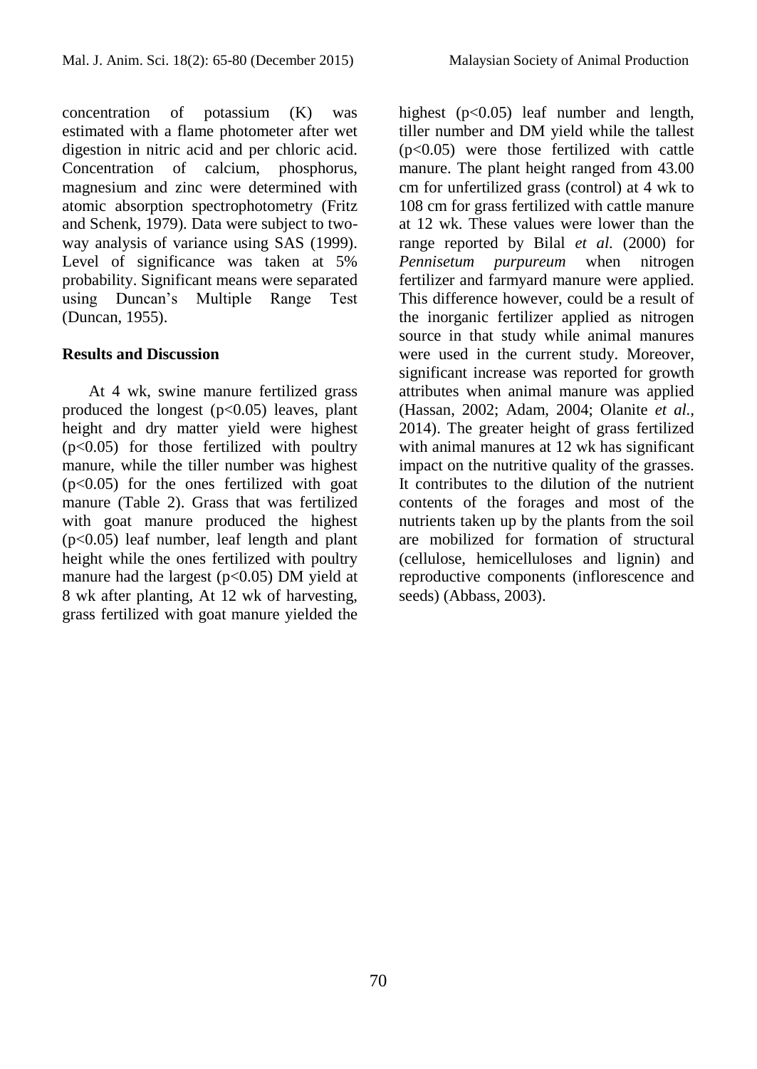concentration of potassium (K) was estimated with a flame photometer after wet digestion in nitric acid and per chloric acid. Concentration of calcium, phosphorus, magnesium and zinc were determined with atomic absorption spectrophotometry (Fritz and Schenk, 1979). Data were subject to two-way analysis of variance using SAS (1999). Level of significance was taken at 5% probability. Significant means were separated using Duncan's Multiple Range Test (Duncan, 1955).

## Results and Discussion

At 4 wk, swine manure fertilized grass produced the longest ($p<0.05$) leaves, plant height and dry matter yield were highest ($p<0.05$) for those fertilized with poultry manure, while the tiller number was highest ($p<0.05$) for the ones fertilized with goat manure (Table 2). Grass that was fertilized with goat manure produced the highest ($p<0.05$) leaf number, leaf length and plant height while the ones fertilized with poultry manure had the largest ($p<0.05$) DM yield at 8 wk after planting, At 12 wk of harvesting, grass fertilized with goat manure yielded the highest ($p<0.05$) leaf number and length, tiller number and DM yield while the tallest ($p<0.05$) were those fertilized with cattle manure. The plant height ranged from 43.00 cm for unfertilized grass (control) at 4 wk to 108 cm for grass fertilized with cattle manure at 12 wk. These values were lower than the range reported by Bilal *et al.* (2000) for *Pennisetum purpureum* when nitrogen fertilizer and farmyard manure were applied. This difference however, could be a result of the inorganic fertilizer applied as nitrogen source in that study while animal manures were used in the current study. Moreover, significant increase was reported for growth attributes when animal manure was applied (Hassan, 2002; Adam, 2004; Olanite *et al.*, 2014). The greater height of grass fertilized with animal manures at 12 wk has significant impact on the nutritive quality of the grasses. It contributes to the dilution of the nutrient contents of the forages and most of the nutrients taken up by the plants from the soil are mobilized for formation of structural (cellulose, hemicelluloses and lignin) and reproductive components (inflorescence and seeds) (Abbass, 2003).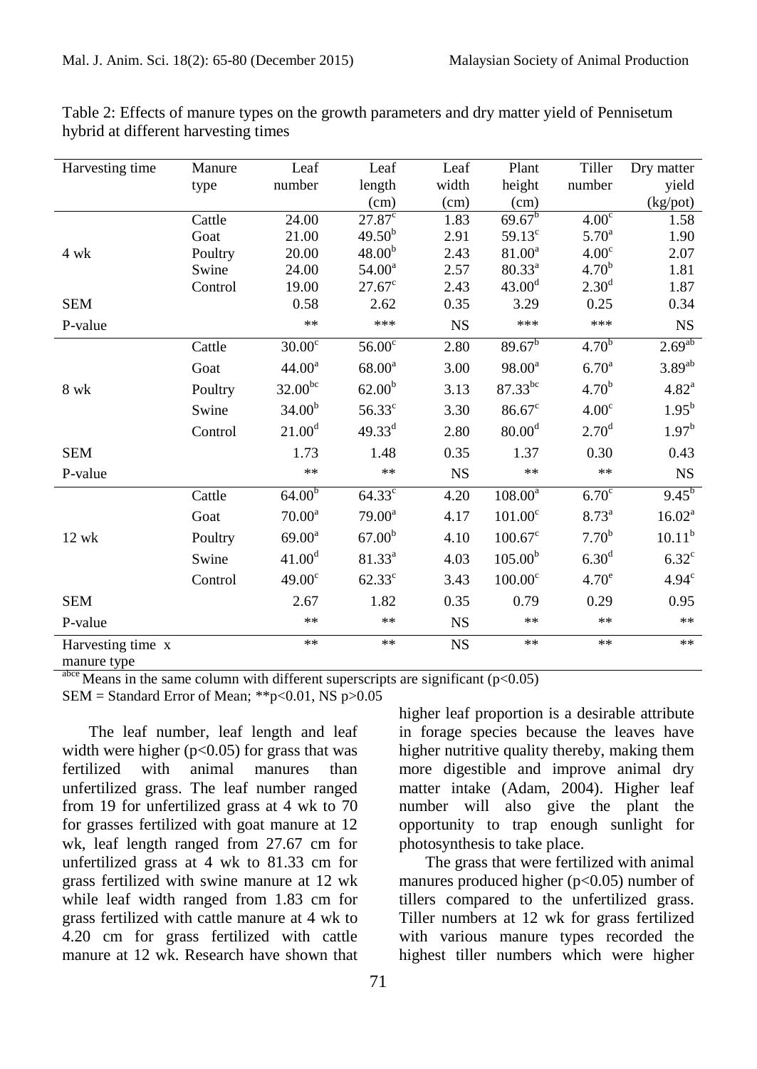Table 2: Effects of manure types on the growth parameters and dry matter yield of Pennisetum hybrid at different harvesting times

| Harvesting time | Manure type | Leaf number | Leaf length (cm) | Leaf width (cm) | Plant height (cm) | Tiller number | Dry matter yield (kg/pot) |
|---|---|---|---|---|---|---|---|
| 4 wk | Cattle | 24.00 | 27.87[c] | 1.83 | 69.67[b] | 4.00[c] | 1.58 |
| | Goat | 21.00 | 49.50[b] | 2.91 | 59.13[c] | 5.70[a] | 1.90 |
| | Poultry | 20.00 | 48.00[b] | 2.43 | 81.00[a] | 4.00[c] | 2.07 |
| | Swine | 24.00 | 54.00[a] | 2.57 | 80.33[a] | 4.70[b] | 1.81 |
| | Control | 19.00 | 27.67[c] | 2.43 | 43.00[d] | 2.30[d] | 1.87 |
| SEM | | 0.58 | 2.62 | 0.35 | 3.29 | 0.25 | 0.34 |
| P-value | | ** | *** | NS | *** | *** | NS |
| 8 wk | Cattle | 30.00[c] | 56.00[c] | 2.80 | 89.67[b] | 4.70[b] | 2.69[ab] |
| | Goat | 44.00[a] | 68.00[a] | 3.00 | 98.00[a] | 6.70[a] | 3.89[ab] |
| | Poultry | 32.00[bc] | 62.00[b] | 3.13 | 87.33[bc] | 4.70[b] | 4.82[a] |
| | Swine | 34.00[b] | 56.33[c] | 3.30 | 86.67[c] | 4.00[c] | 1.95[b] |
| | Control | 21.00[d] | 49.33[d] | 2.80 | 80.00[d] | 2.70[d] | 1.97[b] |
| SEM | | 1.73 | 1.48 | 0.35 | 1.37 | 0.30 | 0.43 |
| P-value | | ** | ** | NS | ** | ** | NS |
| 12 wk | Cattle | 64.00[b] | 64.33[c] | 4.20 | 108.00[a] | 6.70[c] | 9.45[b] |
| | Goat | 70.00[a] | 79.00[a] | 4.17 | 101.00[c] | 8.73[a] | 16.02[a] |
| | Poultry | 69.00[a] | 67.00[b] | 4.10 | 100.67[c] | 7.70[b] | 10.11[b] |
| | Swine | 41.00[d] | 81.33[a] | 4.03 | 105.00[b] | 6.30[d] | 6.32[c] |
| | Control | 49.00[c] | 62.33[c] | 3.43 | 100.00[c] | 4.70[e] | 4.94[c] |
| SEM | | 2.67 | 1.82 | 0.35 | 0.79 | 0.29 | 0.95 |
| P-value | | ** | ** | NS | ** | ** | ** |
| Harvesting time x manure type | | ** | ** | NS | ** | ** | ** |

[abce] Means in the same column with different superscripts are significant ($p<0.05$)
SEM = Standard Error of Mean; **$p<0.01$, NS $p>0.05$

The leaf number, leaf length and leaf width were higher ($p<0.05$) for grass that was fertilized with animal manures than unfertilized grass. The leaf number ranged from 19 for unfertilized grass at 4 wk to 70 for grasses fertilized with goat manure at 12 wk, leaf length ranged from 27.67 cm for unfertilized grass at 4 wk to 81.33 cm for grass fertilized with swine manure at 12 wk while leaf width ranged from 1.83 cm for grass fertilized with cattle manure at 4 wk to 4.20 cm for grass fertilized with cattle manure at 12 wk. Research have shown that higher leaf proportion is a desirable attribute in forage species because the leaves have higher nutritive quality thereby, making them more digestible and improve animal dry matter intake (Adam, 2004). Higher leaf number will also give the plant the opportunity to trap enough sunlight for photosynthesis to take place.

The grass that were fertilized with animal manures produced higher ($p<0.05$) number of tillers compared to the unfertilized grass. Tiller numbers at 12 wk for grass fertilized with various manure types recorded the highest tiller numbers which were higher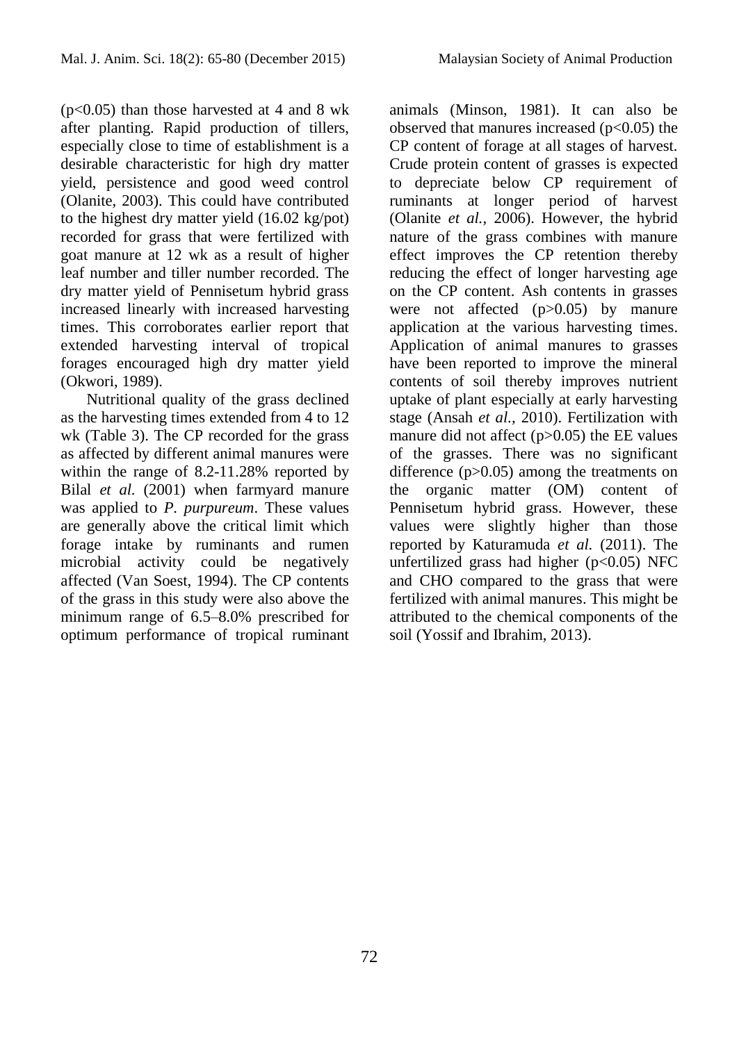($p<0.05$) than those harvested at 4 and 8 wk after planting. Rapid production of tillers, especially close to time of establishment is a desirable characteristic for high dry matter yield, persistence and good weed control (Olanite, 2003). This could have contributed to the highest dry matter yield (16.02 kg/pot) recorded for grass that were fertilized with goat manure at 12 wk as a result of higher leaf number and tiller number recorded. The dry matter yield of Pennisetum hybrid grass increased linearly with increased harvesting times. This corroborates earlier report that extended harvesting interval of tropical forages encouraged high dry matter yield (Okwori, 1989).

Nutritional quality of the grass declined as the harvesting times extended from 4 to 12 wk (Table 3). The CP recorded for the grass as affected by different animal manures were within the range of 8.2-11.28% reported by Bilal *et al.* (2001) when farmyard manure was applied to *P. purpureum*. These values are generally above the critical limit which forage intake by ruminants and rumen microbial activity could be negatively affected (Van Soest, 1994). The CP contents of the grass in this study were also above the minimum range of 6.5–8.0% prescribed for optimum performance of tropical ruminant animals (Minson, 1981). It can also be observed that manures increased ($p<0.05$) the CP content of forage at all stages of harvest. Crude protein content of grasses is expected to depreciate below CP requirement of ruminants at longer period of harvest (Olanite *et al.,* 2006). However, the hybrid nature of the grass combines with manure effect improves the CP retention thereby reducing the effect of longer harvesting age on the CP content. Ash contents in grasses were not affected ($p>0.05$) by manure application at the various harvesting times. Application of animal manures to grasses have been reported to improve the mineral contents of soil thereby improves nutrient uptake of plant especially at early harvesting stage (Ansah *et al.,* 2010). Fertilization with manure did not affect ($p>0.05$) the EE values of the grasses. There was no significant difference ($p>0.05$) among the treatments on the organic matter (OM) content of Pennisetum hybrid grass. However, these values were slightly higher than those reported by Katuramuda *et al.* (2011). The unfertilized grass had higher ($p<0.05$) NFC and CHO compared to the grass that were fertilized with animal manures. This might be attributed to the chemical components of the soil (Yossif and Ibrahim, 2013).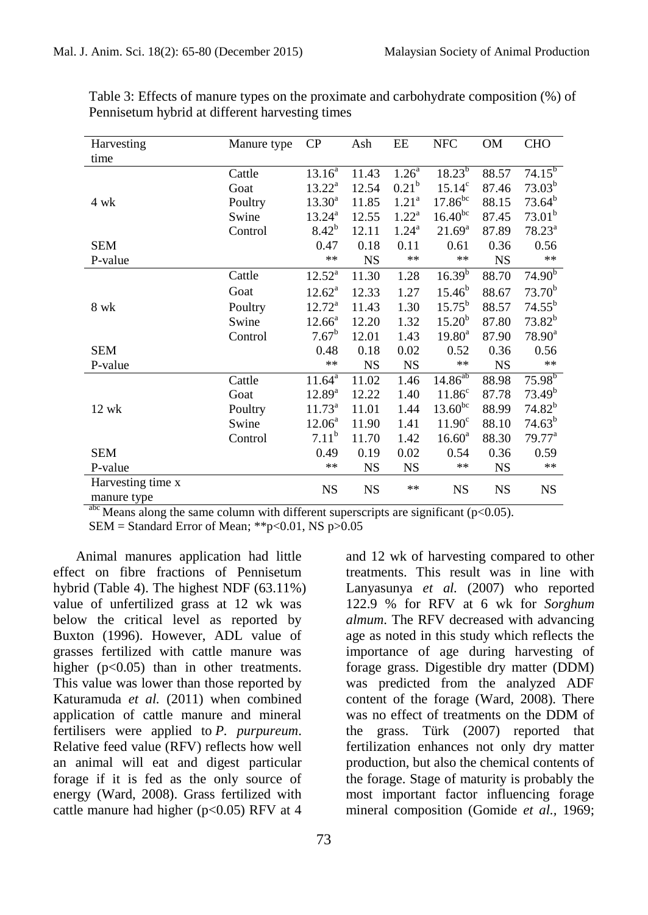Table 3: Effects of manure types on the proximate and carbohydrate composition (%) of Pennisetum hybrid at different harvesting times

| Harvesting time | Manure type | CP | Ash | EE | NFC | OM | CHO |
|---|---|---|---|---|---|---|---|
| 4 wk | Cattle | 13.16[a] | 11.43 | 1.26[a] | 18.23[b] | 88.57 | 74.15[b] |
| | Goat | 13.22[a] | 12.54 | 0.21[b] | 15.14[c] | 87.46 | 73.03[b] |
| | Poultry | 13.30[a] | 11.85 | 1.21[a] | 17.86[bc] | 88.15 | 73.64[b] |
| | Swine | 13.24[a] | 12.55 | 1.22[a] | 16.40[bc] | 87.45 | 73.01[b] |
| | Control | 8.42[b] | 12.11 | 1.24[a] | 21.69[a] | 87.89 | 78.23[a] |
| SEM | | 0.47 | 0.18 | 0.11 | 0.61 | 0.36 | 0.56 |
| P-value | | ** | NS | ** | ** | NS | ** |
| 8 wk | Cattle | 12.52[a] | 11.30 | 1.28 | 16.39[b] | 88.70 | 74.90[b] |
| | Goat | 12.62[a] | 12.33 | 1.27 | 15.46[b] | 88.67 | 73.70[b] |
| | Poultry | 12.72[a] | 11.43 | 1.30 | 15.75[b] | 88.57 | 74.55[b] |
| | Swine | 12.66[a] | 12.20 | 1.32 | 15.20[b] | 87.80 | 73.82[b] |
| | Control | 7.67[b] | 12.01 | 1.43 | 19.80[a] | 87.90 | 78.90[a] |
| SEM | | 0.48 | 0.18 | 0.02 | 0.52 | 0.36 | 0.56 |
| P-value | | ** | NS | NS | ** | NS | ** |
| 12 wk | Cattle | 11.64[a] | 11.02 | 1.46 | 14.86[ab] | 88.98 | 75.98[b] |
| | Goat | 12.89[a] | 12.22 | 1.40 | 11.86[c] | 87.78 | 73.49[b] |
| | Poultry | 11.73[a] | 11.01 | 1.44 | 13.60[bc] | 88.99 | 74.82[b] |
| | Swine | 12.06[a] | 11.90 | 1.41 | 11.90[c] | 88.10 | 74.63[b] |
| | Control | 7.11[b] | 11.70 | 1.42 | 16.60[a] | 88.30 | 79.77[a] |
| SEM | | 0.49 | 0.19 | 0.02 | 0.54 | 0.36 | 0.59 |
| P-value | | ** | NS | NS | ** | NS | ** |
| Harvesting time x manure type | | NS | NS | ** | NS | NS | NS |

[abc] Means along the same column with different superscripts are significant ($p<0.05$).
SEM = Standard Error of Mean; ** $p<0.01$, NS $p>0.05$

Animal manures application had little effect on fibre fractions of Pennisetum hybrid (Table 4). The highest NDF (63.11%) value of unfertilized grass at 12 wk was below the critical level as reported by Buxton (1996). However, ADL value of grasses fertilized with cattle manure was higher ($p<0.05$) than in other treatments. This value was lower than those reported by Katuramuda *et al.* (2011) when combined application of cattle manure and mineral fertilisers were applied to *P. purpureum*. Relative feed value (RFV) reflects how well an animal will eat and digest particular forage if it is fed as the only source of energy (Ward, 2008). Grass fertilized with cattle manure had higher ($p<0.05$) RFV at 4 and 12 wk of harvesting compared to other treatments. This result was in line with Lanyasunya *et al.* (2007) who reported 122.9 % for RFV at 6 wk for *Sorghum almum*. The RFV decreased with advancing age as noted in this study which reflects the importance of age during harvesting of forage grass. Digestible dry matter (DDM) was predicted from the analyzed ADF content of the forage (Ward, 2008). There was no effect of treatments on the DDM of the grass. Türk (2007) reported that fertilization enhances not only dry matter production, but also the chemical contents of the forage. Stage of maturity is probably the most important factor influencing forage mineral composition (Gomide *et al.,* 1969;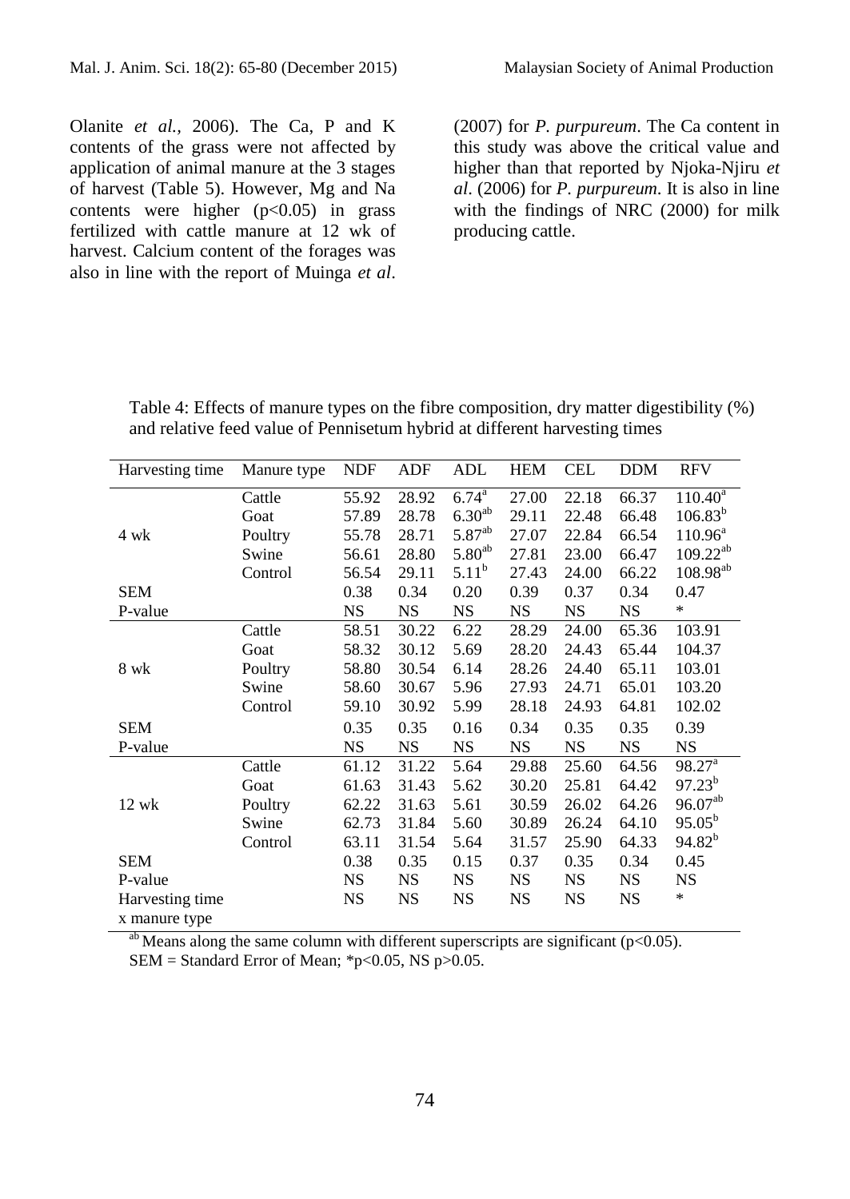Olanite *et al.,* 2006). The Ca, P and K contents of the grass were not affected by application of animal manure at the 3 stages of harvest (Table 5). However, Mg and Na contents were higher ($p<0.05$) in grass fertilized with cattle manure at 12 wk of harvest. Calcium content of the forages was also in line with the report of Muinga *et al*. (2007) for *P. purpureum*. The Ca content in this study was above the critical value and higher than that reported by Njoka-Njiru *et al*. (2006) for *P. purpureum*. It is also in line with the findings of NRC (2000) for milk producing cattle.

Table 4: Effects of manure types on the fibre composition, dry matter digestibility (%) and relative feed value of Pennisetum hybrid at different harvesting times

| Harvesting time | Manure type | NDF | ADF | ADL | HEM | CEL | DDM | RFV |
|---|---|---|---|---|---|---|---|---|
| 4 wk | Cattle | 55.92 | 28.92 | 6.74[a] | 27.00 | 22.18 | 66.37 | 110.40[a] |
| | Goat | 57.89 | 28.78 | 6.30[ab] | 29.11 | 22.48 | 66.48 | 106.83[b] |
| | Poultry | 55.78 | 28.71 | 5.87[ab] | 27.07 | 22.84 | 66.54 | 110.96[a] |
| | Swine | 56.61 | 28.80 | 5.80[ab] | 27.81 | 23.00 | 66.47 | 109.22[ab] |
| | Control | 56.54 | 29.11 | 5.11[b] | 27.43 | 24.00 | 66.22 | 108.98[ab] |
| SEM | | 0.38 | 0.34 | 0.20 | 0.39 | 0.37 | 0.34 | 0.47 |
| P-value | | NS | NS | NS | NS | NS | NS | * |
| 8 wk | Cattle | 58.51 | 30.22 | 6.22 | 28.29 | 24.00 | 65.36 | 103.91 |
| | Goat | 58.32 | 30.12 | 5.69 | 28.20 | 24.43 | 65.44 | 104.37 |
| | Poultry | 58.80 | 30.54 | 6.14 | 28.26 | 24.40 | 65.11 | 103.01 |
| | Swine | 58.60 | 30.67 | 5.96 | 27.93 | 24.71 | 65.01 | 103.20 |
| | Control | 59.10 | 30.92 | 5.99 | 28.18 | 24.93 | 64.81 | 102.02 |
| SEM | | 0.35 | 0.35 | 0.16 | 0.34 | 0.35 | 0.35 | 0.39 |
| P-value | | NS | NS | NS | NS | NS | NS | NS |
| 12 wk | Cattle | 61.12 | 31.22 | 5.64 | 29.88 | 25.60 | 64.56 | 98.27[a] |
| | Goat | 61.63 | 31.43 | 5.62 | 30.20 | 25.81 | 64.42 | 97.23[b] |
| | Poultry | 62.22 | 31.63 | 5.61 | 30.59 | 26.02 | 64.26 | 96.07[ab] |
| | Swine | 62.73 | 31.84 | 5.60 | 30.89 | 26.24 | 64.10 | 95.05[b] |
| | Control | 63.11 | 31.54 | 5.64 | 31.57 | 25.90 | 64.33 | 94.82[b] |
| SEM | | 0.38 | 0.35 | 0.15 | 0.37 | 0.35 | 0.34 | 0.45 |
| P-value | | NS | NS | NS | NS | NS | NS | NS |
| Harvesting time x manure type | | NS | NS | NS | NS | NS | NS | * |

[ab] Means along the same column with different superscripts are significant ($p<0.05$).
SEM = Standard Error of Mean; *$p<0.05$, NS $p>0.05$.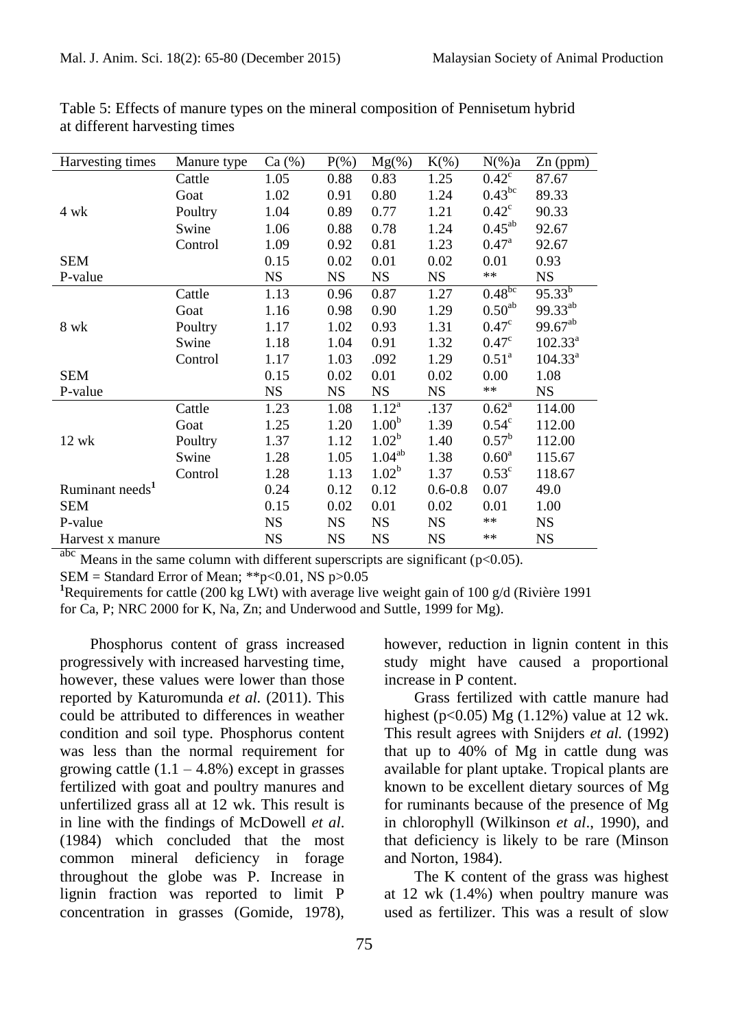Table 5: Effects of manure types on the mineral composition of Pennisetum hybrid at different harvesting times

| Harvesting times | Manure type | Ca (%) | P(%) | Mg(%) | K(%) | N(%)a | Zn (ppm) |
|---|---|---|---|---|---|---|---|
| | Cattle | 1.05 | 0.88 | 0.83 | 1.25 | 0.42[c] | 87.67 |
| | Goat | 1.02 | 0.91 | 0.80 | 1.24 | 0.43[bc] | 89.33 |
| 4 wk | Poultry | 1.04 | 0.89 | 0.77 | 1.21 | 0.42[c] | 90.33 |
| | Swine | 1.06 | 0.88 | 0.78 | 1.24 | 0.45[ab] | 92.67 |
| | Control | 1.09 | 0.92 | 0.81 | 1.23 | 0.47[a] | 92.67 |
| SEM | | 0.15 | 0.02 | 0.01 | 0.02 | 0.01 | 0.93 |
| P-value | | NS | NS | NS | NS | ** | NS |
| | Cattle | 1.13 | 0.96 | 0.87 | 1.27 | 0.48[bc] | 95.33[b] |
| | Goat | 1.16 | 0.98 | 0.90 | 1.29 | 0.50[ab] | 99.33[ab] |
| 8 wk | Poultry | 1.17 | 1.02 | 0.93 | 1.31 | 0.47[c] | 99.67[ab] |
| | Swine | 1.18 | 1.04 | 0.91 | 1.32 | 0.47[c] | 102.33[a] |
| | Control | 1.17 | 1.03 | .092 | 1.29 | 0.51[a] | 104.33[a] |
| SEM | | 0.15 | 0.02 | 0.01 | 0.02 | 0.00 | 1.08 |
| P-value | | NS | NS | NS | NS | ** | NS |
| | Cattle | 1.23 | 1.08 | 1.12[a] | .137 | 0.62[a] | 114.00 |
| | Goat | 1.25 | 1.20 | 1.00[b] | 1.39 | 0.54[c] | 112.00 |
| 12 wk | Poultry | 1.37 | 1.12 | 1.02[b] | 1.40 | 0.57[b] | 112.00 |
| | Swine | 1.28 | 1.05 | 1.04[ab] | 1.38 | 0.60[a] | 115.67 |
| | Control | 1.28 | 1.13 | 1.02[b] | 1.37 | 0.53[c] | 118.67 |
| Ruminant needs[1] | | 0.24 | 0.12 | 0.12 | 0.6-0.8 | 0.07 | 49.0 |
| SEM | | 0.15 | 0.02 | 0.01 | 0.02 | 0.01 | 1.00 |
| P-value | | NS | NS | NS | NS | ** | NS |
| Harvest x manure | | NS | NS | NS | NS | ** | NS |

[abc] Means in the same column with different superscripts are significant ($p<0.05$).

SEM = Standard Error of Mean; ** $p<0.01$, NS $p>0.05$

[1]Requirements for cattle (200 kg LWt) with average live weight gain of 100 g/d (Rivière 1991 for Ca, P; NRC 2000 for K, Na, Zn; and Underwood and Suttle, 1999 for Mg).

Phosphorus content of grass increased progressively with increased harvesting time, however, these values were lower than those reported by Katuromunda *et al.* (2011). This could be attributed to differences in weather condition and soil type. Phosphorus content was less than the normal requirement for growing cattle (1.1 – 4.8%) except in grasses fertilized with goat and poultry manures and unfertilized grass all at 12 wk. This result is in line with the findings of McDowell *et al*. (1984) which concluded that the most common mineral deficiency in forage throughout the globe was P. Increase in lignin fraction was reported to limit P concentration in grasses (Gomide, 1978), however, reduction in lignin content in this study might have caused a proportional increase in P content.

Grass fertilized with cattle manure had highest ($p<0.05$) Mg (1.12%) value at 12 wk. This result agrees with Snijders *et al.* (1992) that up to 40% of Mg in cattle dung was available for plant uptake. Tropical plants are known to be excellent dietary sources of Mg for ruminants because of the presence of Mg in chlorophyll (Wilkinson *et al*., 1990), and that deficiency is likely to be rare (Minson and Norton, 1984).

The K content of the grass was highest at 12 wk (1.4%) when poultry manure was used as fertilizer. This was a result of slow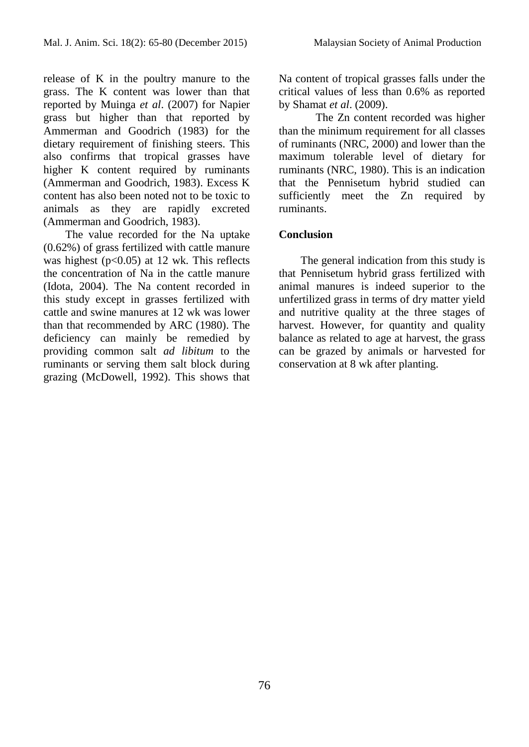release of K in the poultry manure to the grass. The K content was lower than that reported by Muinga *et al*. (2007) for Napier grass but higher than that reported by Ammerman and Goodrich (1983) for the dietary requirement of finishing steers. This also confirms that tropical grasses have higher K content required by ruminants (Ammerman and Goodrich, 1983). Excess K content has also been noted not to be toxic to animals as they are rapidly excreted (Ammerman and Goodrich, 1983).

The value recorded for the Na uptake (0.62%) of grass fertilized with cattle manure was highest ($p<0.05$) at 12 wk. This reflects the concentration of Na in the cattle manure (Idota, 2004). The Na content recorded in this study except in grasses fertilized with cattle and swine manures at 12 wk was lower than that recommended by ARC (1980). The deficiency can mainly be remedied by providing common salt *ad libitum* to the ruminants or serving them salt block during grazing (McDowell, 1992). This shows that Na content of tropical grasses falls under the critical values of less than 0.6% as reported by Shamat *et al*. (2009).

The Zn content recorded was higher than the minimum requirement for all classes of ruminants (NRC, 2000) and lower than the maximum tolerable level of dietary for ruminants (NRC, 1980). This is an indication that the Pennisetum hybrid studied can sufficiently meet the Zn required by ruminants.

## Conclusion

The general indication from this study is that Pennisetum hybrid grass fertilized with animal manures is indeed superior to the unfertilized grass in terms of dry matter yield and nutritive quality at the three stages of harvest. However, for quantity and quality balance as related to age at harvest, the grass can be grazed by animals or harvested for conservation at 8 wk after planting.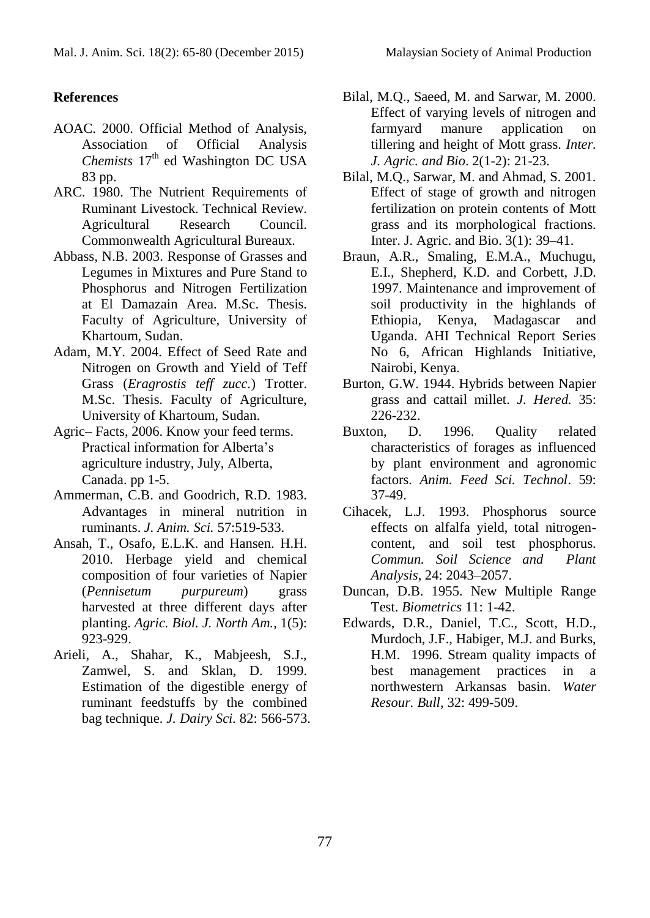## References

AOAC. 2000. Official Method of Analysis, Association of Official Analysis *Chemists* $17^{th}$ ed Washington DC USA 83 pp.

ARC. 1980. The Nutrient Requirements of Ruminant Livestock. Technical Review. Agricultural Research Council. Commonwealth Agricultural Bureaux.

Abbass, N.B. 2003. Response of Grasses and Legumes in Mixtures and Pure Stand to Phosphorus and Nitrogen Fertilization at El Damazain Area. M.Sc. Thesis. Faculty of Agriculture, University of Khartoum, Sudan.

Adam, M.Y. 2004. Effect of Seed Rate and Nitrogen on Growth and Yield of Teff Grass (*Eragrostis teff zucc.*) Trotter. M.Sc. Thesis. Faculty of Agriculture, University of Khartoum, Sudan.

Agric– Facts, 2006. Know your feed terms. Practical information for Alberta's agriculture industry, July, Alberta, Canada. pp 1-5.

Ammerman, C.B. and Goodrich, R.D. 1983. Advantages in mineral nutrition in ruminants. *J. Anim. Sci.* 57:519-533.

Ansah, T., Osafo, E.L.K. and Hansen. H.H. 2010. Herbage yield and chemical composition of four varieties of Napier (*Pennisetum purpureum*) grass harvested at three different days after planting. *Agric. Biol. J. North Am.*, 1(5): 923-929.

Arieli, A., Shahar, K., Mabjeesh, S.J., Zamwel, S. and Sklan, D. 1999. Estimation of the digestible energy of ruminant feedstuffs by the combined bag technique. *J. Dairy Sci.* 82: 566-573.

Bilal, M.Q., Saeed, M. and Sarwar, M. 2000. Effect of varying levels of nitrogen and farmyard manure application on tillering and height of Mott grass. *Inter. J. Agric. and Bio*. 2(1-2): 21-23.

Bilal, M.Q., Sarwar, M. and Ahmad, S. 2001. Effect of stage of growth and nitrogen fertilization on protein contents of Mott grass and its morphological fractions. Inter. J. Agric. and Bio. 3(1): 39–41.

Braun, A.R., Smaling, E.M.A., Muchugu, E.I., Shepherd, K.D. and Corbett, J.D. 1997. Maintenance and improvement of soil productivity in the highlands of Ethiopia, Kenya, Madagascar and Uganda. AHI Technical Report Series No 6, African Highlands Initiative, Nairobi, Kenya.

Burton, G.W. 1944. Hybrids between Napier grass and cattail millet. *J. Hered.* 35: 226-232.

Buxton, D. 1996. Quality related characteristics of forages as influenced by plant environment and agronomic factors. *Anim. Feed Sci. Technol*. 59: 37-49.

Cihacek, L.J. 1993. Phosphorus source effects on alfalfa yield, total nitrogen-content, and soil test phosphorus. *Commun. Soil Science and Plant Analysis*, 24: 2043–2057.

Duncan, D.B. 1955. New Multiple Range Test. *Biometrics* 11: 1-42.

Edwards, D.R., Daniel, T.C., Scott, H.D., Murdoch, J.F., Habiger, M.J. and Burks, H.M. 1996. Stream quality impacts of best management practices in a northwestern Arkansas basin. *Water Resour. Bull*, 32: 499-509.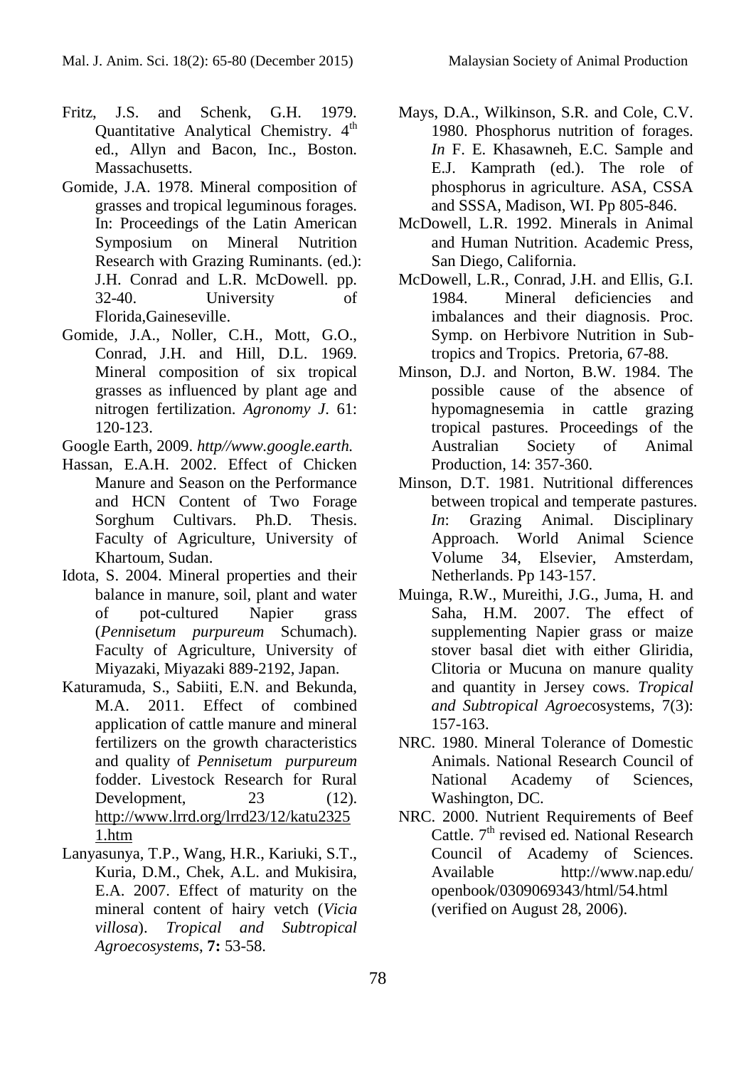Fritz, J.S. and Schenk, G.H. 1979. Quantitative Analytical Chemistry. 4th ed., Allyn and Bacon, Inc., Boston. Massachusetts.

Gomide, J.A. 1978. Mineral composition of grasses and tropical leguminous forages. In: Proceedings of the Latin American Symposium on Mineral Nutrition Research with Grazing Ruminants. (ed.): J.H. Conrad and L.R. McDowell. pp. 32-40. University of Florida,Gaineseville.

Gomide, J.A., Noller, C.H., Mott, G.O., Conrad, J.H. and Hill, D.L. 1969. Mineral composition of six tropical grasses as influenced by plant age and nitrogen fertilization. *Agronomy J*. 61: 120-123.

Google Earth, 2009. *http//www.google.earth.*

Hassan, E.A.H. 2002. Effect of Chicken Manure and Season on the Performance and HCN Content of Two Forage Sorghum Cultivars. Ph.D. Thesis. Faculty of Agriculture, University of Khartoum, Sudan.

Idota, S. 2004. Mineral properties and their balance in manure, soil, plant and water of pot-cultured Napier grass (*Pennisetum purpureum* Schumach). Faculty of Agriculture, University of Miyazaki, Miyazaki 889-2192, Japan.

Katuramuda, S., Sabiiti, E.N. and Bekunda, M.A. 2011. Effect of combined application of cattle manure and mineral fertilizers on the growth characteristics and quality of *Pennisetum purpureum* fodder. Livestock Research for Rural Development, 23 (12). http://www.lrrd.org/lrrd23/12/katu23251.htm

Lanyasunya, T.P., Wang, H.R., Kariuki, S.T., Kuria, D.M., Chek, A.L. and Mukisira, E.A. 2007. Effect of maturity on the mineral content of hairy vetch (*Vicia villosa*). *Tropical and Subtropical Agroecosystems*, **7:** 53-58.

Mays, D.A., Wilkinson, S.R. and Cole, C.V. 1980. Phosphorus nutrition of forages. *In* F. E. Khasawneh, E.C. Sample and E.J. Kamprath (ed.). The role of phosphorus in agriculture. ASA, CSSA and SSSA, Madison, WI. Pp 805-846.

McDowell, L.R. 1992. Minerals in Animal and Human Nutrition. Academic Press, San Diego, California.

McDowell, L.R., Conrad, J.H. and Ellis, G.I. 1984. Mineral deficiencies and imbalances and their diagnosis. Proc. Symp. on Herbivore Nutrition in Sub-tropics and Tropics. Pretoria, 67-88.

Minson, D.J. and Norton, B.W. 1984. The possible cause of the absence of hypomagnesemia in cattle grazing tropical pastures. Proceedings of the Australian Society of Animal Production, 14: 357-360.

Minson, D.T. 1981. Nutritional differences between tropical and temperate pastures. *In*: Grazing Animal. Disciplinary Approach. World Animal Science Volume 34, Elsevier, Amsterdam, Netherlands. Pp 143-157.

Muinga, R.W., Mureithi, J.G., Juma, H. and Saha, H.M. 2007. The effect of supplementing Napier grass or maize stover basal diet with either Gliridia, Clitoria or Mucuna on manure quality and quantity in Jersey cows. *Tropical and Subtropical Agroec*osystems, 7(3): 157-163.

NRC. 1980. Mineral Tolerance of Domestic Animals. National Research Council of National Academy of Sciences, Washington, DC.

NRC. 2000. Nutrient Requirements of Beef Cattle. 7th revised ed. National Research Council of Academy of Sciences. Available http://www.nap.edu/openbook/0309069343/html/54.html (verified on August 28, 2006).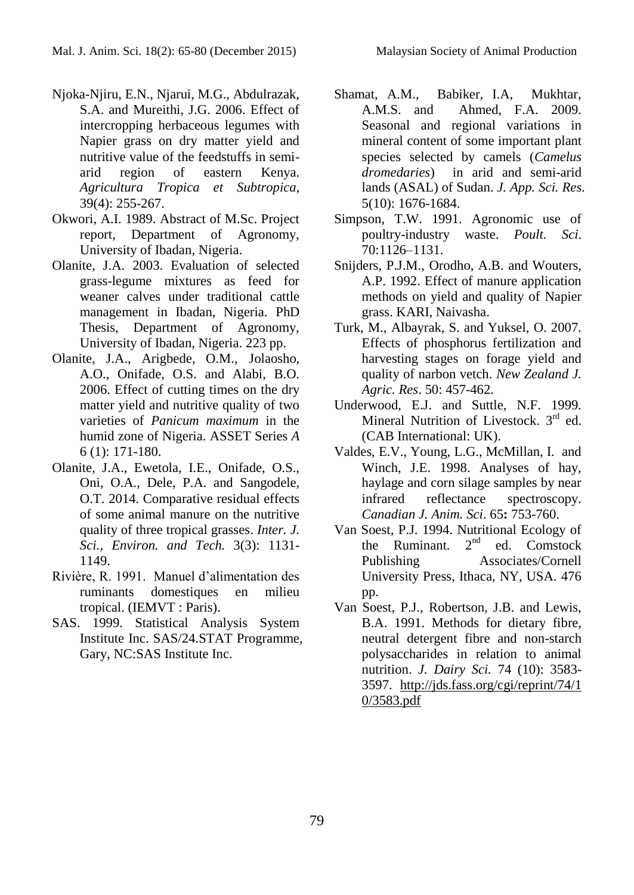Njoka-Njiru, E.N., Njarui, M.G., Abdulrazak, S.A. and Mureithi, J.G. 2006. Effect of intercropping herbaceous legumes with Napier grass on dry matter yield and nutritive value of the feedstuffs in semi-arid region of eastern Kenya. *Agricultura Tropica et Subtropica*, 39(4): 255-267.

Okwori, A.I. 1989. Abstract of M.Sc. Project report, Department of Agronomy, University of Ibadan, Nigeria.

Olanite, J.A. 2003. Evaluation of selected grass-legume mixtures as feed for weaner calves under traditional cattle management in Ibadan, Nigeria. PhD Thesis, Department of Agronomy, University of Ibadan, Nigeria. 223 pp.

Olanite, J.A., Arigbede, O.M., Jolaosho, A.O., Onifade, O.S. and Alabi, B.O. 2006. Effect of cutting times on the dry matter yield and nutritive quality of two varieties of *Panicum maximum* in the humid zone of Nigeria. ASSET Series *A* 6 (1): 171-180.

Olanite, J.A., Ewetola, I.E., Onifade, O.S., Oni, O.A., Dele, P.A. and Sangodele, O.T. 2014. Comparative residual effects of some animal manure on the nutritive quality of three tropical grasses. *Inter. J. Sci., Environ. and Tech.* 3(3): 1131-1149.

Rivière, R. 1991. Manuel d'alimentation des ruminants domestiques en milieu tropical. (IEMVT : Paris).

SAS. 1999. Statistical Analysis System Institute Inc. SAS/24.STAT Programme, Gary, NC:SAS Institute Inc.

Shamat, A.M., Babiker, I.A, Mukhtar, A.M.S. and Ahmed, F.A. 2009. Seasonal and regional variations in mineral content of some important plant species selected by camels (*Camelus dromedaries*) in arid and semi-arid lands (ASAL) of Sudan. *J. App. Sci. Res*. 5(10): 1676-1684.

Simpson, T.W. 1991. Agronomic use of poultry-industry waste. *Poult. Sci*. 70:1126–1131.

Snijders, P.J.M., Orodho, A.B. and Wouters, A.P. 1992. Effect of manure application methods on yield and quality of Napier grass. KARI, Naivasha.

Turk, M., Albayrak, S. and Yuksel, O. 2007. Effects of phosphorus fertilization and harvesting stages on forage yield and quality of narbon vetch. *New Zealand J. Agric. Res*. 50: 457-462.

Underwood, E.J. and Suttle, N.F. 1999. Mineral Nutrition of Livestock. 3rd ed. (CAB International: UK).

Valdes, E.V., Young, L.G., McMillan, I. and Winch, J.E. 1998. Analyses of hay, haylage and corn silage samples by near infrared reflectance spectroscopy. *Canadian J. Anim. Sci*. 65**:** 753-760.

Van Soest, P.J. 1994. Nutritional Ecology of the Ruminant. 2nd ed. Comstock Publishing Associates/Cornell University Press, Ithaca, NY, USA. 476 pp.

Van Soest, P.J., Robertson, J.B. and Lewis, B.A. 1991. Methods for dietary fibre, neutral detergent fibre and non-starch polysaccharides in relation to animal nutrition. *J. Dairy Sci.* 74 (10): 3583-3597. http://jds.fass.org/cgi/reprint/74/10/3583.pdf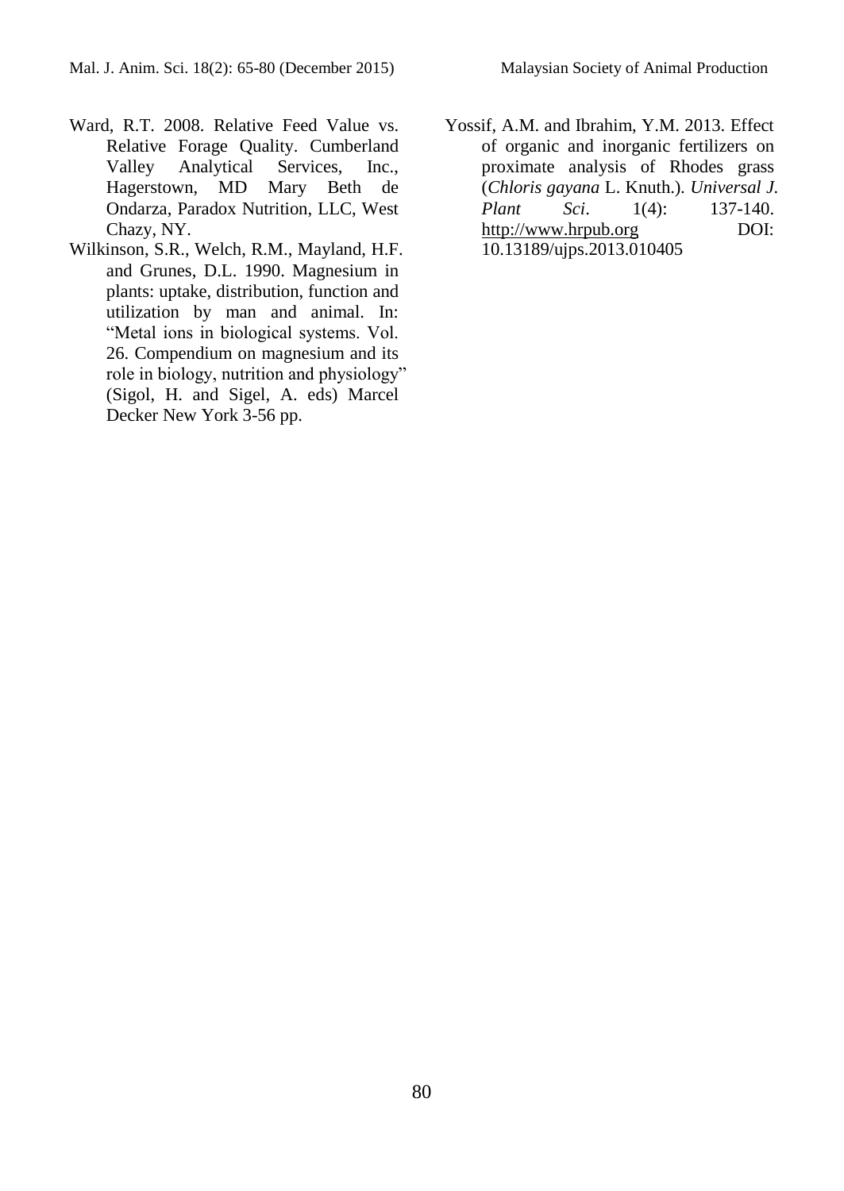Ward, R.T. 2008. Relative Feed Value vs. Relative Forage Quality. Cumberland Valley Analytical Services, Inc., Hagerstown, MD Mary Beth de Ondarza, Paradox Nutrition, LLC, West Chazy, NY.

Wilkinson, S.R., Welch, R.M., Mayland, H.F. and Grunes, D.L. 1990. Magnesium in plants: uptake, distribution, function and utilization by man and animal. In: "Metal ions in biological systems. Vol. 26. Compendium on magnesium and its role in biology, nutrition and physiology" (Sigol, H. and Sigel, A. eds) Marcel Decker New York 3-56 pp.

Yossif, A.M. and Ibrahim, Y.M. 2013. Effect of organic and inorganic fertilizers on proximate analysis of Rhodes grass (*Chloris gayana* L. Knuth.). *Universal J. Plant Sci*. 1(4): 137-140. http://www.hrpub.org DOI: 10.13189/ujps.2013.010405